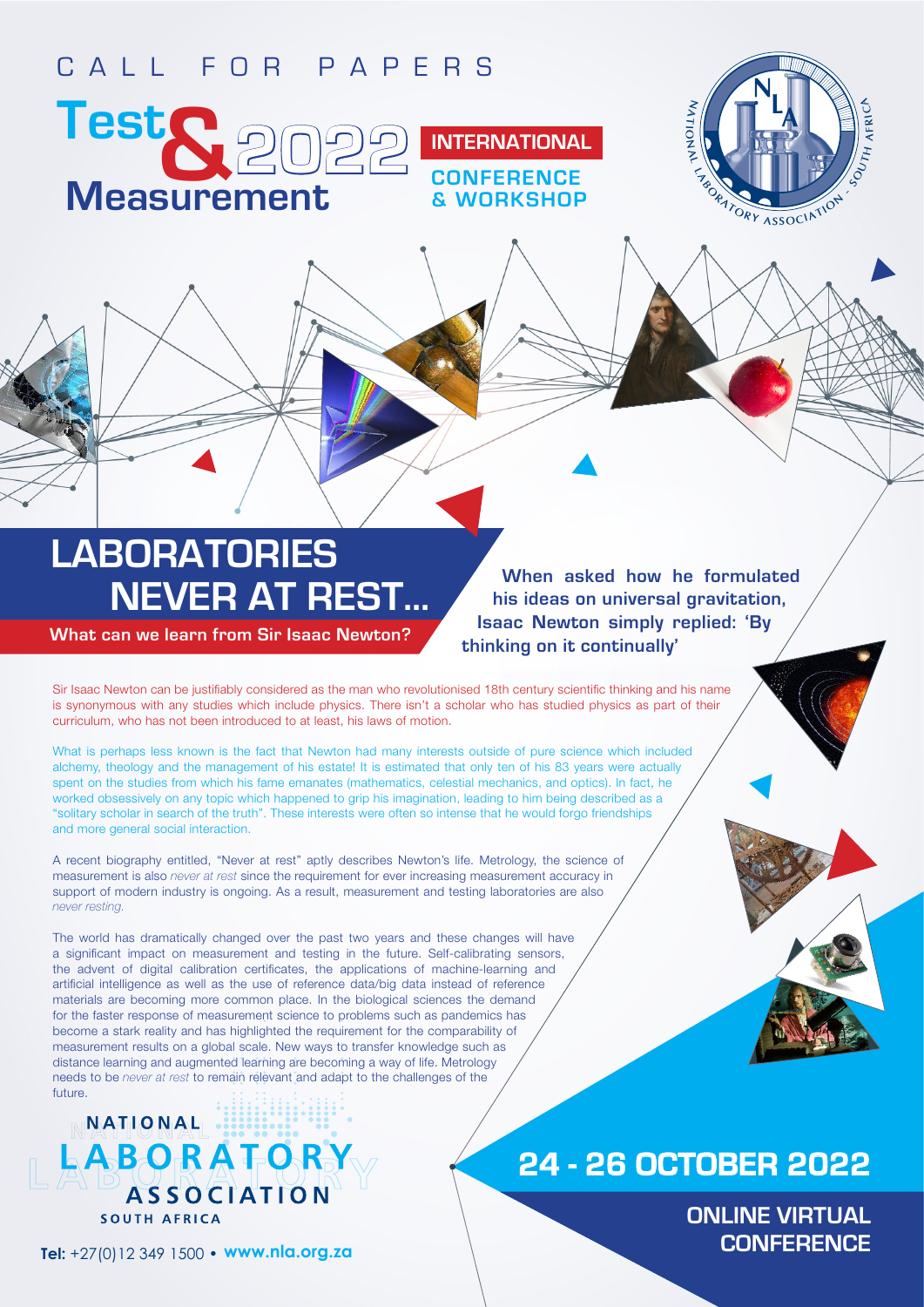CALL FOR PAPERS

# Test & Measurement 2022

INTERNATIONAL CONFERENCE & WORKSHOP

## LABORATORIES NEVER AT REST...

**What can we learn from Sir Isaac Newton?**

**When asked how he formulated his ideas on universal gravitation, Isaac Newton simply replied: 'By thinking on it continually'**

Sir Isaac Newton can be justifiably considered as the man who revolutionised 18th century scientific thinking and his name is synonymous with any studies which include physics. There isn't a scholar who has studied physics as part of their curriculum, who has not been introduced to at least, his laws of motion.

What is perhaps less known is the fact that Newton had many interests outside of pure science which included alchemy, theology and the management of his estate! It is estimated that only ten of his 83 years were actually spent on the studies from which his fame emanates (mathematics, celestial mechanics, and optics). In fact, he worked obsessively on any topic which happened to grip his imagination, leading to him being described as a "solitary scholar in search of the truth". These interests were often so intense that he would forgo friendships and more general social interaction.

A recent biography entitled, "Never at rest" aptly describes Newton's life. Metrology, the science of measurement is also *never at rest* since the requirement for ever increasing measurement accuracy in support of modern industry is ongoing. As a result, measurement and testing laboratories are also *never resting*.

The world has dramatically changed over the past two years and these changes will have a significant impact on measurement and testing in the future. Self-calibrating sensors, the advent of digital calibration certificates, the applications of machine-learning and artificial intelligence as well as the use of reference data/big data instead of reference materials are becoming more common place. In the biological sciences the demand for the faster response of measurement science to problems such as pandemics has become a stark reality and has highlighted the requirement for the comparability of measurement results on a global scale. New ways to transfer knowledge such as distance learning and augmented learning are becoming a way of life. Metrology needs to be *never at rest* to remain relevant and adapt to the challenges of the future.

NATIONAL LABORATORY ASSOCIATION SOUTH AFRICA

**Tel:** +27(0)12 349 1500 • **www.nla.org.za**

## 24 - 26 OCTOBER 2022

**ONLINE VIRTUAL CONFERENCE**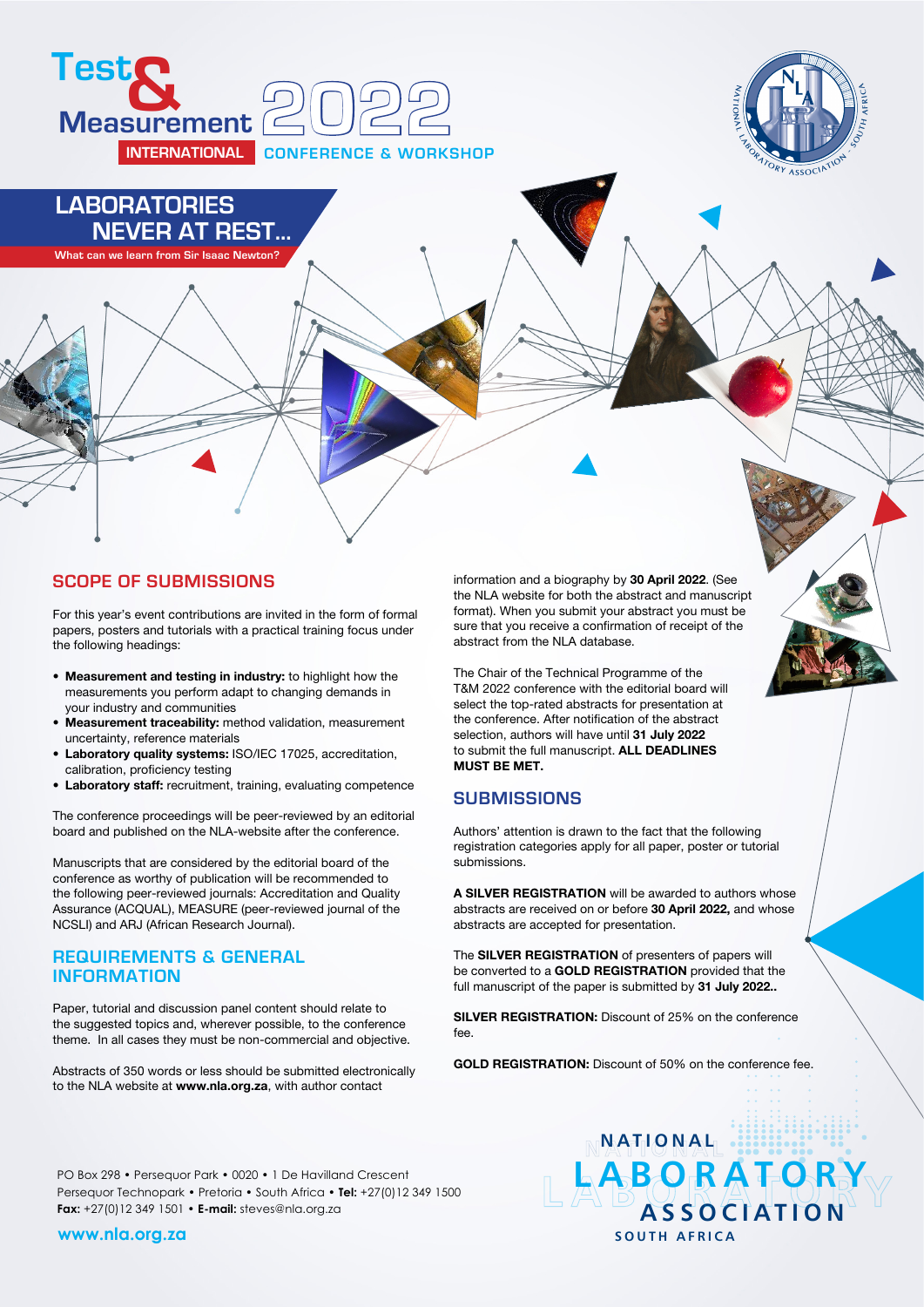# Test & Measurement 2022

INTERNATIONAL CONFERENCE & WORKSHOP

## LABORATORIES NEVER AT REST...

What can we learn from Sir Isaac Newton?

## SCOPE OF SUBMISSIONS

For this year's event contributions are invited in the form of formal papers, posters and tutorials with a practical training focus under the following headings:

- **Measurement and testing in industry:** to highlight how the measurements you perform adapt to changing demands in your industry and communities
- **Measurement traceability:** method validation, measurement uncertainty, reference materials
- **Laboratory quality systems:** ISO/IEC 17025, accreditation, calibration, proficiency testing
- **Laboratory staff:** recruitment, training, evaluating competence

The conference proceedings will be peer-reviewed by an editorial board and published on the NLA-website after the conference.

Manuscripts that are considered by the editorial board of the conference as worthy of publication will be recommended to the following peer-reviewed journals: Accreditation and Quality Assurance (ACQUAL), MEASURE (peer-reviewed journal of the NCSLI) and ARJ (African Research Journal).

## REQUIREMENTS & GENERAL INFORMATION

Paper, tutorial and discussion panel content should relate to the suggested topics and, wherever possible, to the conference theme. In all cases they must be non-commercial and objective.

Abstracts of 350 words or less should be submitted electronically to the NLA website at **www.nla.org.za**, with author contact information and a biography by **30 April 2022**. (See the NLA website for both the abstract and manuscript format). When you submit your abstract you must be sure that you receive a confirmation of receipt of the abstract from the NLA database.

The Chair of the Technical Programme of the T&M 2022 conference with the editorial board will select the top-rated abstracts for presentation at the conference. After notification of the abstract selection, authors will have until **31 July 2022** to submit the full manuscript. **ALL DEADLINES MUST BE MET.**

## SUBMISSIONS

Authors' attention is drawn to the fact that the following registration categories apply for all paper, poster or tutorial submissions.

**A SILVER REGISTRATION** will be awarded to authors whose abstracts are received on or before **30 April 2022,** and whose abstracts are accepted for presentation.

The **SILVER REGISTRATION** of presenters of papers will be converted to a **GOLD REGISTRATION** provided that the full manuscript of the paper is submitted by **31 July 2022..**

**SILVER REGISTRATION:** Discount of 25% on the conference fee.

**GOLD REGISTRATION:** Discount of 50% on the conference fee.

PO Box 298 • Persequor Park • 0020 • 1 De Havilland Crescent
Persequor Technopark • Pretoria • South Africa • **Tel:** +27(0)12 349 1500
**Fax:** +27(0)12 349 1501 • **E-mail:** steves@nla.org.za

**www.nla.org.za**

NATIONAL LABORATORY ASSOCIATION SOUTH AFRICA